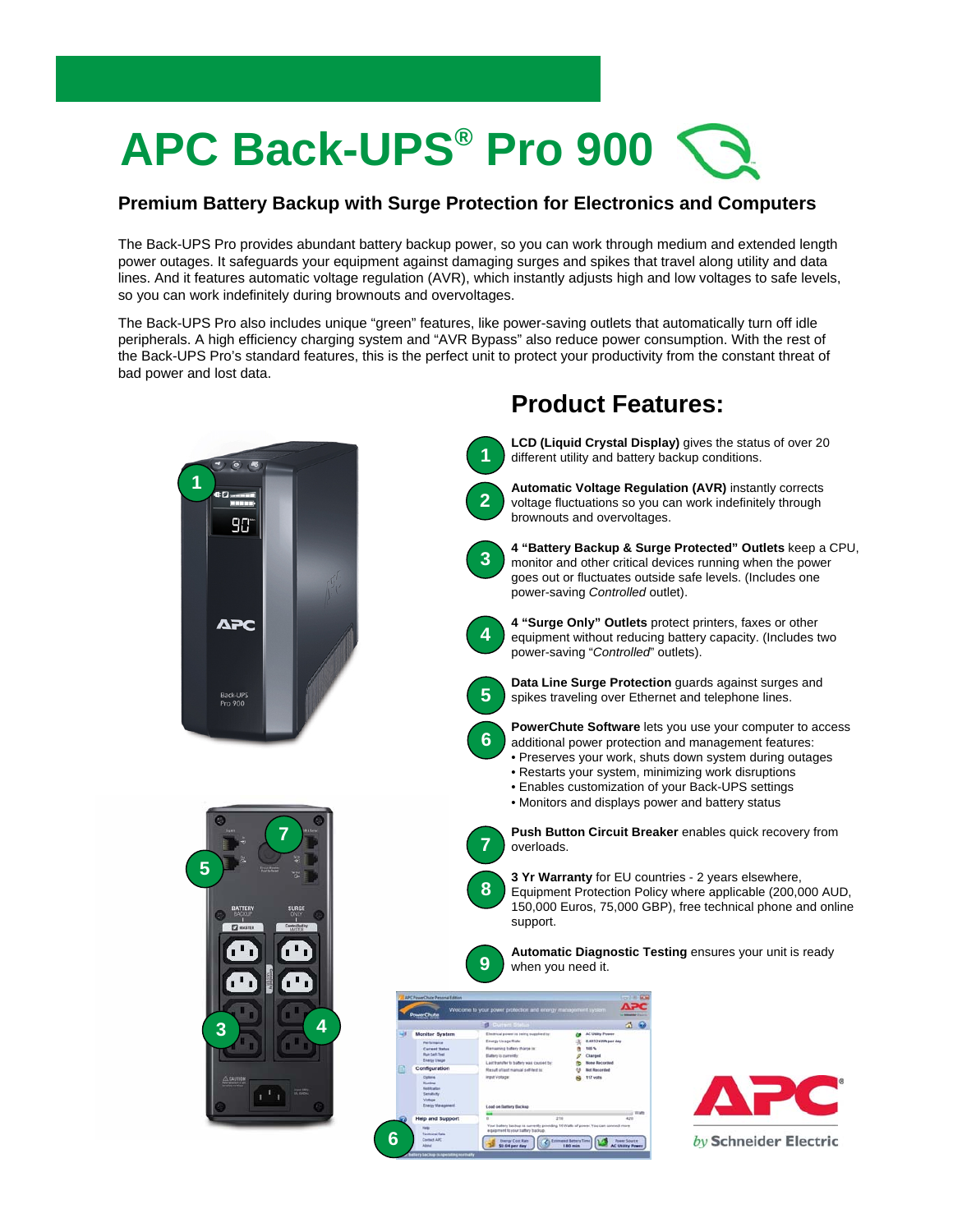# APC Back-UPS® Pro 900

## Premium Battery Backup with Surge Protection for Electronics and Computers

The Back-UPS Pro provides abundant battery backup power, so you can work through medium and extended length power outages. It safeguards your equipment against damaging surges and spikes that travel along utility and data lines. And it features automatic voltage regulation (AVR), which instantly adjusts high and low voltages to safe levels, so you can work indefinitely during brownouts and overvoltages.

The Back-UPS Pro also includes unique "green" features, like power-saving outlets that automatically turn off idle peripherals. A high efficiency charging system and "AVR Bypass" also reduce power consumption. With the rest of the Back-UPS Pro's standard features, this is the perfect unit to protect your productivity from the constant threat of bad power and lost data.

## Product Features:

1. **LCD (Liquid Crystal Display)** gives the status of over 20 different utility and battery backup conditions.
2. **Automatic Voltage Regulation (AVR)** instantly corrects voltage fluctuations so you can work indefinitely through brownouts and overvoltages.
3. **4 "Battery Backup & Surge Protected" Outlets** keep a CPU, monitor and other critical devices running when the power goes out or fluctuates outside safe levels. (Includes one power-saving *Controlled* outlet).
4. **4 "Surge Only" Outlets** protect printers, faxes or other equipment without reducing battery capacity. (Includes two power-saving "*Controlled*" outlets).
5. **Data Line Surge Protection** guards against surges and spikes traveling over Ethernet and telephone lines.
6. **PowerChute Software** lets you use your computer to access additional power protection and management features:
   - Preserves your work, shuts down system during outages
   - Restarts your system, minimizing work disruptions
   - Enables customization of your Back-UPS settings
   - Monitors and displays power and battery status
7. **Push Button Circuit Breaker** enables quick recovery from overloads.
8. **3 Yr Warranty** for EU countries - 2 years elsewhere, Equipment Protection Policy where applicable (200,000 AUD, 150,000 Euros, 75,000 GBP), free technical phone and online support.
9. **Automatic Diagnostic Testing** ensures your unit is ready when you need it.

APC by Schneider Electric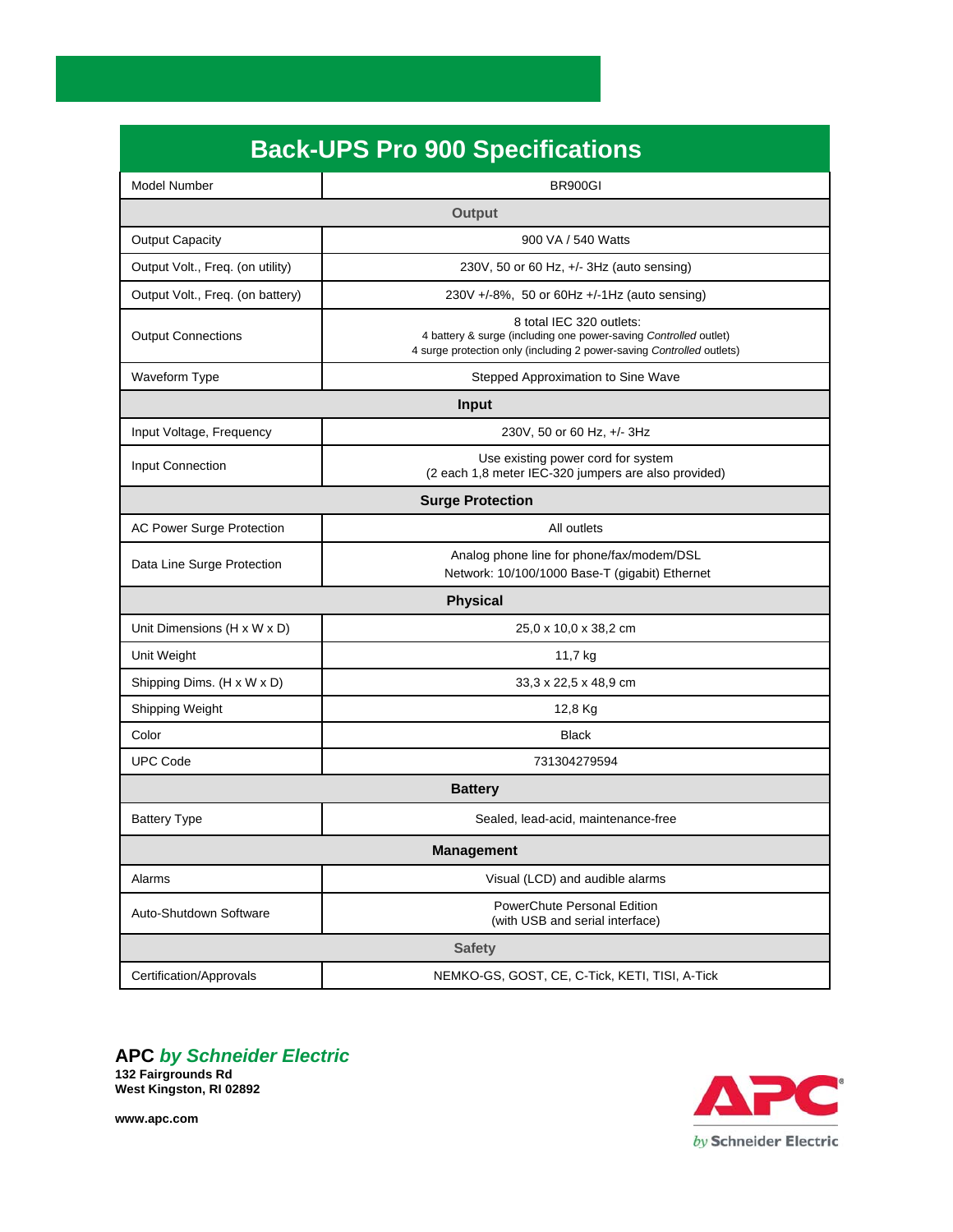# Back-UPS Pro 900 Specifications

| | |
|---|---|
| Model Number | BR900GI |
| **Output** | |
| Output Capacity | 900 VA / 540 Watts |
| Output Volt., Freq. (on utility) | 230V, 50 or 60 Hz, +/- 3Hz (auto sensing) |
| Output Volt., Freq. (on battery) | 230V +/-8%, 50 or 60Hz +/-1Hz (auto sensing) |
| Output Connections | 8 total IEC 320 outlets:<br>4 battery & surge (including one power-saving *Controlled* outlet)<br>4 surge protection only (including 2 power-saving *Controlled* outlets) |
| Waveform Type | Stepped Approximation to Sine Wave |
| **Input** | |
| Input Voltage, Frequency | 230V, 50 or 60 Hz, +/- 3Hz |
| Input Connection | Use existing power cord for system<br>(2 each 1,8 meter IEC-320 jumpers are also provided) |
| **Surge Protection** | |
| AC Power Surge Protection | All outlets |
| Data Line Surge Protection | Analog phone line for phone/fax/modem/DSL<br>Network: 10/100/1000 Base-T (gigabit) Ethernet |
| **Physical** | |
| Unit Dimensions (H x W x D) | 25,0 x 10,0 x 38,2 cm |
| Unit Weight | 11,7 kg |
| Shipping Dims. (H x W x D) | 33,3 x 22,5 x 48,9 cm |
| Shipping Weight | 12,8 Kg |
| Color | Black |
| UPC Code | 731304279594 |
| **Battery** | |
| Battery Type | Sealed, lead-acid, maintenance-free |
| **Management** | |
| Alarms | Visual (LCD) and audible alarms |
| Auto-Shutdown Software | PowerChute Personal Edition<br>(with USB and serial interface) |
| **Safety** | |
| Certification/Approvals | NEMKO-GS, GOST, CE, C-Tick, KETI, TISI, A-Tick |

**APC *by Schneider Electric***
**132 Fairgrounds Rd**
**West Kingston, RI 02892**

**www.apc.com**

APC by Schneider Electric